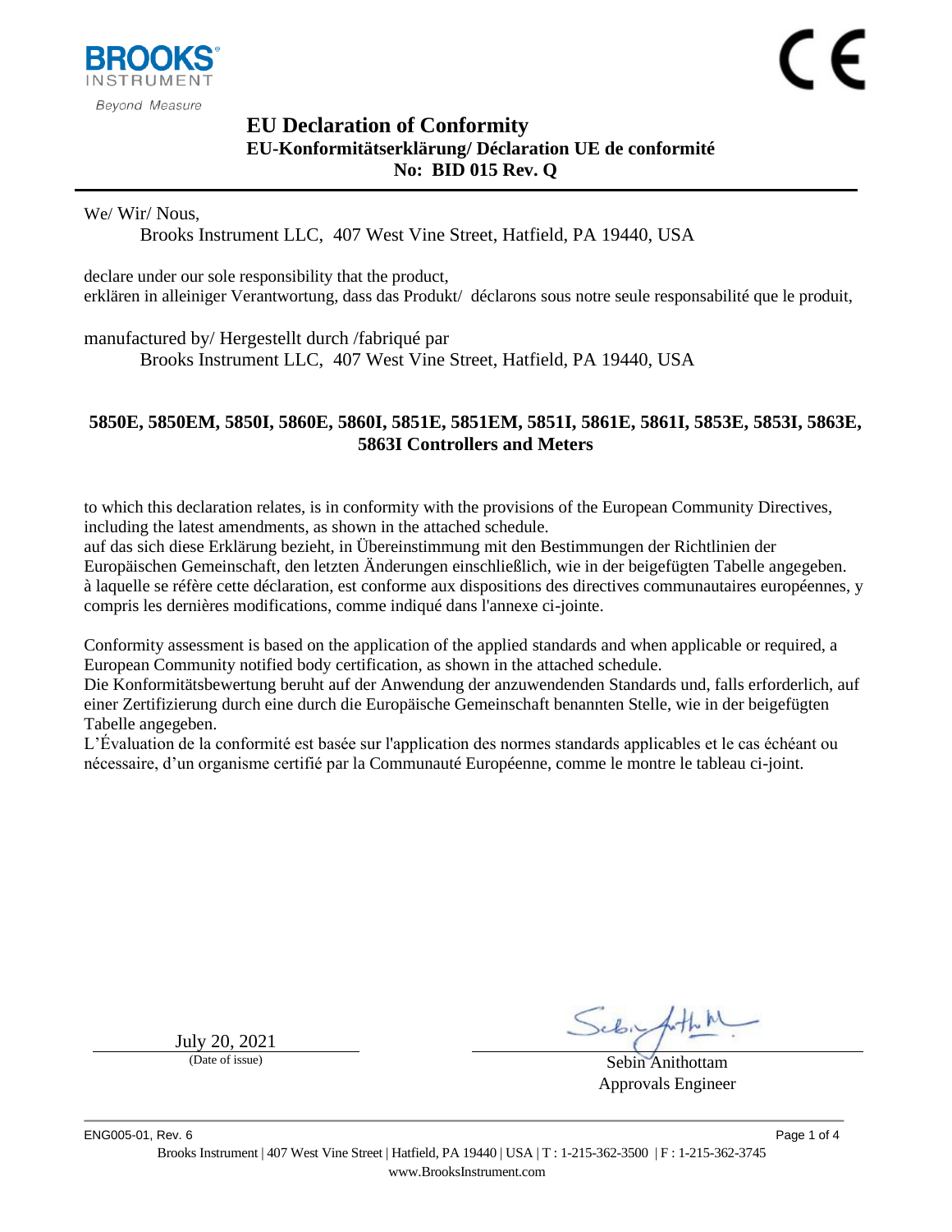# EU Declaration of Conformity

## EU-Konformitätserklärung/ Déclaration UE de conformité

## No: BID 015 Rev. Q

We/ Wir/ Nous,

Brooks Instrument LLC, 407 West Vine Street, Hatfield, PA 19440, USA

declare under our sole responsibility that the product,
erklären in alleiniger Verantwortung, dass das Produkt/ déclarons sous notre seule responsabilité que le produit,

manufactured by/ Hergestellt durch /fabriqué par

Brooks Instrument LLC, 407 West Vine Street, Hatfield, PA 19440, USA

**5850E, 5850EM, 5850I, 5860E, 5860I, 5851E, 5851EM, 5851I, 5861E, 5861I, 5853E, 5853I, 5863E, 5863I Controllers and Meters**

to which this declaration relates, is in conformity with the provisions of the European Community Directives, including the latest amendments, as shown in the attached schedule.
auf das sich diese Erklärung bezieht, in Übereinstimmung mit den Bestimmungen der Richtlinien der Europäischen Gemeinschaft, den letzten Änderungen einschließlich, wie in der beigefügten Tabelle angegeben.
à laquelle se réfère cette déclaration, est conforme aux dispositions des directives communautaires européennes, y compris les dernières modifications, comme indiqué dans l'annexe ci-jointe.

Conformity assessment is based on the application of the applied standards and when applicable or required, a European Community notified body certification, as shown in the attached schedule.
Die Konformitätsbewertung beruht auf der Anwendung der anzuwendenden Standards und, falls erforderlich, auf einer Zertifizierung durch eine durch die Europäische Gemeinschaft benannten Stelle, wie in der beigefügten Tabelle angegeben.
L'Évaluation de la conformité est basée sur l'application des normes standards applicables et le cas échéant ou nécessaire, d'un organisme certifié par la Communauté Européenne, comme le montre le tableau ci-joint.

July 20, 2021
(Date of issue)

Sebin Anithottam
Approvals Engineer

ENG005-01, Rev. 6

Brooks Instrument | 407 West Vine Street | Hatfield, PA 19440 | USA | T : 1-215-362-3500 | F : 1-215-362-3745
www.BrooksInstrument.com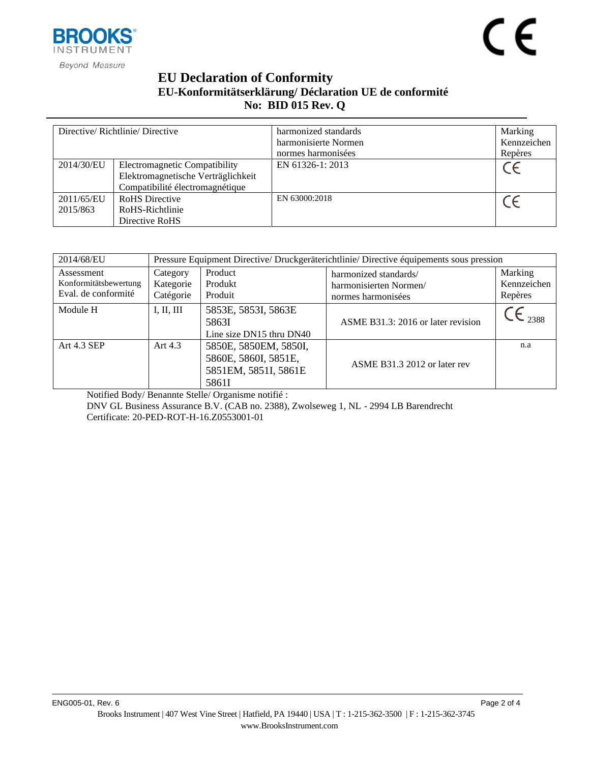# EU Declaration of Conformity

## EU-Konformitätserklärung/ Déclaration UE de conformité

## No: BID 015 Rev. Q

| Directive/ Richtlinie/ Directive | | harmonized standards<br>harmonisierte Normen<br>normes harmonisées | Marking<br>Kennzeichen<br>Repères |
|---|---|---|---|
| 2014/30/EU | Electromagnetic Compatibility<br>Elektromagnetische Verträglichkeit<br>Compatibilité électromagnétique | EN 61326-1: 2013 | CE |
| 2011/65/EU<br>2015/863 | RoHS Directive<br>RoHS-Richtlinie<br>Directive RoHS | EN 63000:2018 | CE |

| 2014/68/EU | Pressure Equipment Directive/ Druckgeräterichtlinie/ Directive équipements sous pression | | | |
|---|---|---|---|---|
| Assessment<br>Konformitätsbewertung<br>Eval. de conformité | Category<br>Kategorie<br>Catégorie | Product<br>Produkt<br>Produit | harmonized standards/<br>harmonisierten Normen/<br>normes harmonisées | Marking<br>Kennzeichen<br>Repères |
| Module H | I, II, III | 5853E, 5853I, 5863E<br>5863I<br>Line size DN15 thru DN40 | ASME B31.3: 2016 or later revision | CE 2388 |
| Art 4.3 SEP | Art 4.3 | 5850E, 5850EM, 5850I,<br>5860E, 5860I, 5851E,<br>5851EM, 5851I, 5861E<br>5861I | ASME B31.3 2012 or later rev | n.a |

Notified Body/ Benannte Stelle/ Organisme notifié :
DNV GL Business Assurance B.V. (CAB no. 2388), Zwolseweg 1, NL - 2994 LB Barendrecht
Certificate: 20-PED-ROT-H-16.Z0553001-01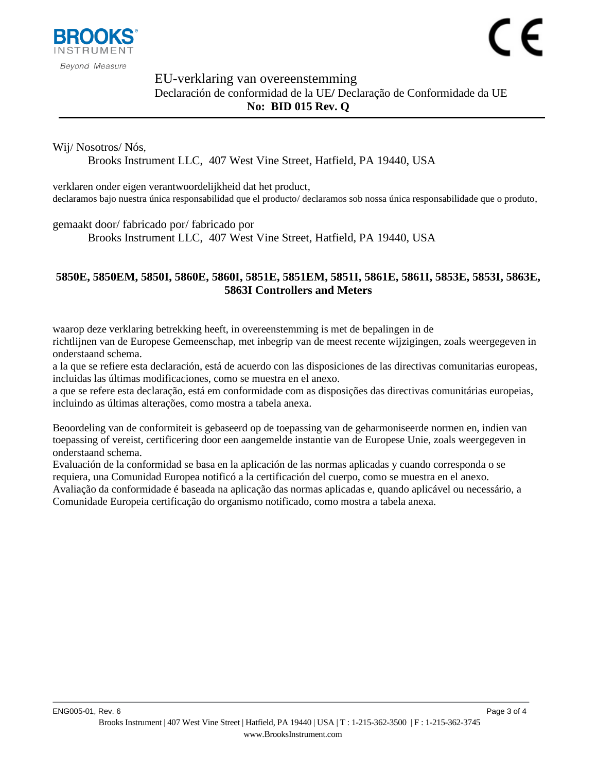BROOKS® INSTRUMENT

*Beyond Measure*

CE

# EU-verklaring van overeenstemming

## Declaración de conformidad de la UE/ Declaração de Conformidade da UE

**No: BID 015 Rev. Q**

---

Wij/ Nosotros/ Nós,

Brooks Instrument LLC, 407 West Vine Street, Hatfield, PA 19440, USA

verklaren onder eigen verantwoordelijkheid dat het product,
declaramos bajo nuestra única responsabilidad que el producto/ declaramos sob nossa única responsabilidade que o produto,

gemaakt door/ fabricado por/ fabricado por

Brooks Instrument LLC, 407 West Vine Street, Hatfield, PA 19440, USA

**5850E, 5850EM, 5850I, 5860E, 5860I, 5851E, 5851EM, 5851I, 5861E, 5861I, 5853E, 5853I, 5863E, 5863I Controllers and Meters**

waarop deze verklaring betrekking heeft, in overeenstemming is met de bepalingen in de richtlijnen van de Europese Gemeenschap, met inbegrip van de meest recente wijzigingen, zoals weergegeven in onderstaand schema.
a la que se refiere esta declaración, está de acuerdo con las disposiciones de las directivas comunitarias europeas, incluidas las últimas modificaciones, como se muestra en el anexo.
a que se refere esta declaração, está em conformidade com as disposições das directivas comunitárias europeias, incluindo as últimas alterações, como mostra a tabela anexa.

Beoordeling van de conformiteit is gebaseerd op de toepassing van de geharmoniseerde normen en, indien van toepassing of vereist, certificering door een aangemelde instantie van de Europese Unie, zoals weergegeven in onderstaand schema.
Evaluación de la conformidad se basa en la aplicación de las normas aplicadas y cuando corresponda o se requiera, una Comunidad Europea notificó a la certificación del cuerpo, como se muestra en el anexo.
Avaliação da conformidade é baseada na aplicação das normas aplicadas e, quando aplicável ou necessário, a Comunidade Europeia certificação do organismo notificado, como mostra a tabela anexa.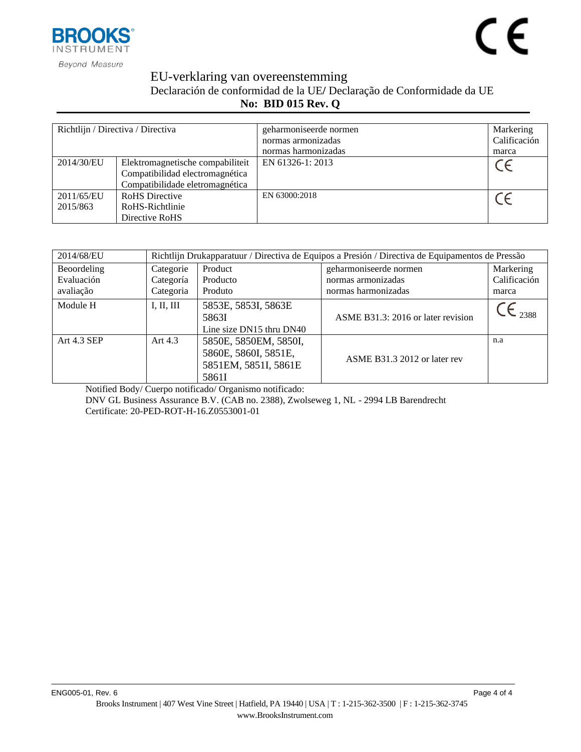# EU-verklaring van overeenstemming

## Declaración de conformidad de la UE/ Declaração de Conformidade da UE

**No: BID 015 Rev. Q**

| Richtlijn / Directiva / Directiva | | geharmoniseerde normen normas armonizadas normas harmonizadas | Markering Calificación marca |
|---|---|---|---|
| 2014/30/EU | Elektromagnetische compabiliteit Compatibilidad electromagnética Compatibilidade eletromagnética | EN 61326-1: 2013 | CE |
| 2011/65/EU 2015/863 | RoHS Directive RoHS-Richtlinie Directive RoHS | EN 63000:2018 | CE |

| 2014/68/EU | Richtlijn Drukapparatuur / Directiva de Equipos a Presión / Directiva de Equipamentos de Pressão | | | |
|---|---|---|---|---|
| Beoordeling Evaluación avaliação | Categorie Categoría Categoria | Product Producto Produto | geharmoniseerde normen normas armonizadas normas harmonizadas | Markering Calificación marca |
| Module H | I, II, III | 5853E, 5853I, 5863E 5863I Line size DN15 thru DN40 | ASME B31.3: 2016 or later revision | CE 2388 |
| Art 4.3 SEP | Art 4.3 | 5850E, 5850EM, 5850I, 5860E, 5860I, 5851E, 5851EM, 5851I, 5861E 5861I | ASME B31.3 2012 or later rev | n.a |

Notified Body/ Cuerpo notificado/ Organismo notificado:
DNV GL Business Assurance B.V. (CAB no. 2388), Zwolseweg 1, NL - 2994 LB Barendrecht
Certificate: 20-PED-ROT-H-16.Z0553001-01

ENG005-01, Rev. 6

Brooks Instrument | 407 West Vine Street | Hatfield, PA 19440 | USA | T : 1-215-362-3500 | F : 1-215-362-3745
www.BrooksInstrument.com